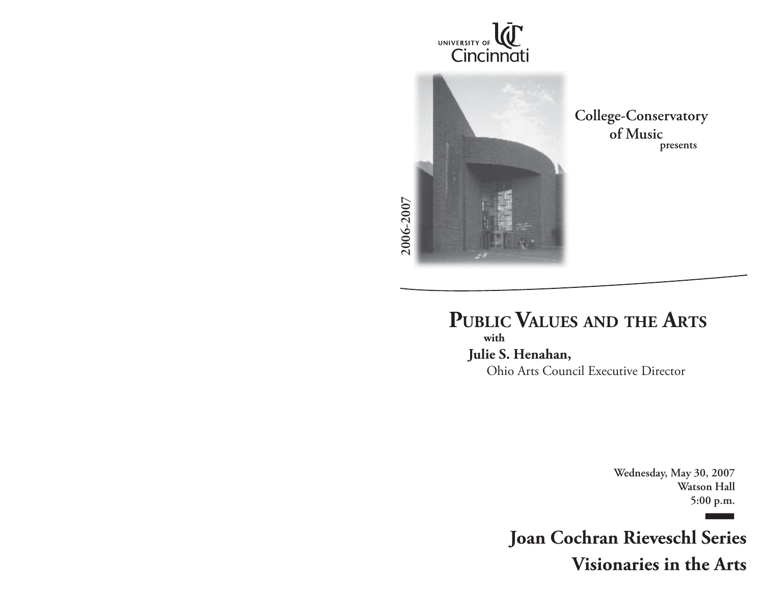UNIVERSITY OF Cincinnati

2006-2007

College-Conservatory of Music
presents

# Public Values and the Arts

**with**

**Julie S. Henahan,**
Ohio Arts Council Executive Director

**Wednesday, May 30, 2007**
**Watson Hall**
**5:00 p.m.**

## Joan Cochran Rieveschl Series
## Visionaries in the Arts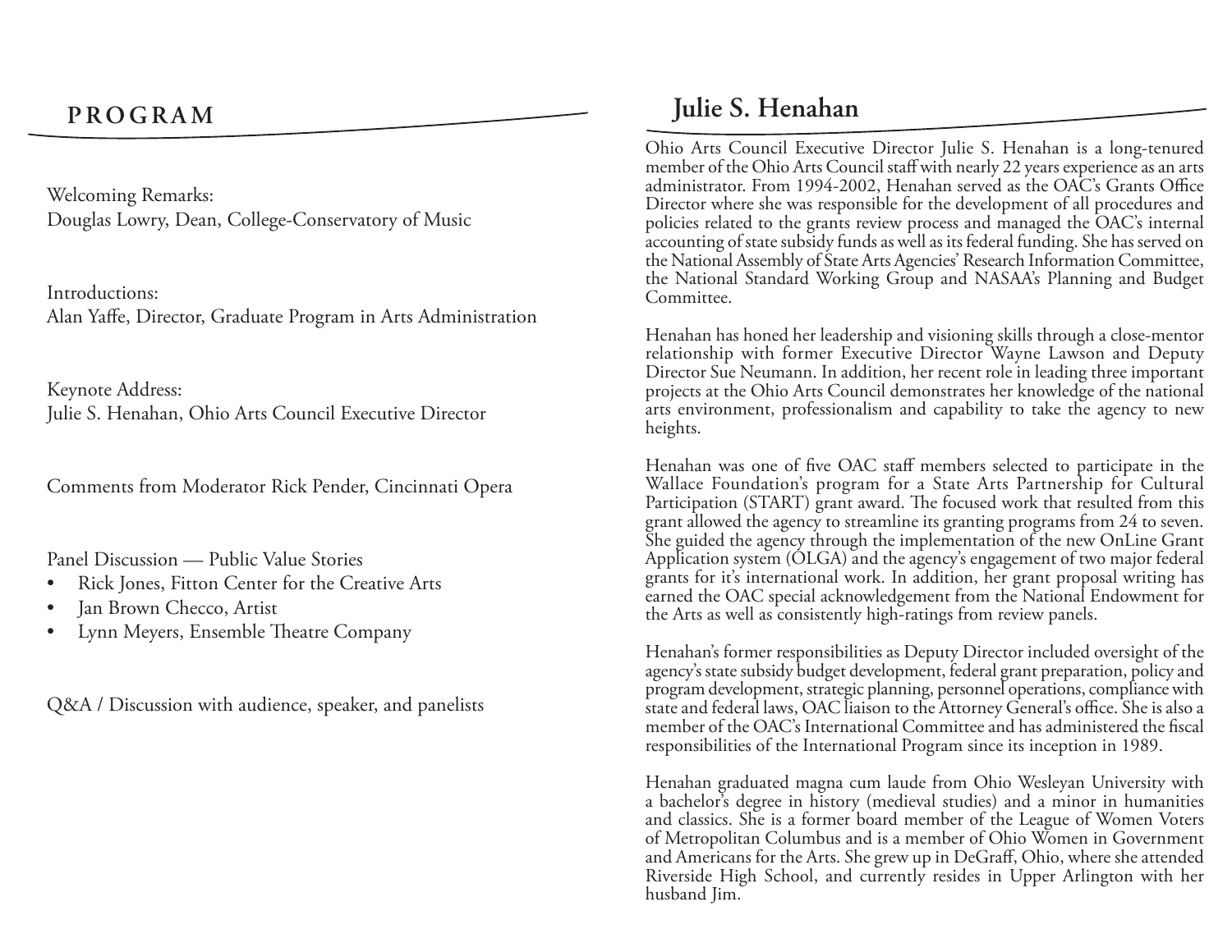## PROGRAM

Welcoming Remarks:
Douglas Lowry, Dean, College-Conservatory of Music

Introductions:
Alan Yaffe, Director, Graduate Program in Arts Administration

Keynote Address:
Julie S. Henahan, Ohio Arts Council Executive Director

Comments from Moderator Rick Pender, Cincinnati Opera

Panel Discussion — Public Value Stories

- Rick Jones, Fitton Center for the Creative Arts
- Jan Brown Checco, Artist
- Lynn Meyers, Ensemble Theatre Company

Q&A / Discussion with audience, speaker, and panelists

## Julie S. Henahan

Ohio Arts Council Executive Director Julie S. Henahan is a long-tenured member of the Ohio Arts Council staff with nearly 22 years experience as an arts administrator. From 1994-2002, Henahan served as the OAC's Grants Office Director where she was responsible for the development of all procedures and policies related to the grants review process and managed the OAC's internal accounting of state subsidy funds as well as its federal funding. She has served on the National Assembly of State Arts Agencies' Research Information Committee, the National Standard Working Group and NASAA's Planning and Budget Committee.

Henahan has honed her leadership and visioning skills through a close-mentor relationship with former Executive Director Wayne Lawson and Deputy Director Sue Neumann. In addition, her recent role in leading three important projects at the Ohio Arts Council demonstrates her knowledge of the national arts environment, professionalism and capability to take the agency to new heights.

Henahan was one of five OAC staff members selected to participate in the Wallace Foundation's program for a State Arts Partnership for Cultural Participation (START) grant award. The focused work that resulted from this grant allowed the agency to streamline its granting programs from 24 to seven. She guided the agency through the implementation of the new OnLine Grant Application system (OLGA) and the agency's engagement of two major federal grants for it's international work. In addition, her grant proposal writing has earned the OAC special acknowledgement from the National Endowment for the Arts as well as consistently high-ratings from review panels.

Henahan's former responsibilities as Deputy Director included oversight of the agency's state subsidy budget development, federal grant preparation, policy and program development, strategic planning, personnel operations, compliance with state and federal laws, OAC liaison to the Attorney General's office. She is also a member of the OAC's International Committee and has administered the fiscal responsibilities of the International Program since its inception in 1989.

Henahan graduated magna cum laude from Ohio Wesleyan University with a bachelor's degree in history (medieval studies) and a minor in humanities and classics. She is a former board member of the League of Women Voters of Metropolitan Columbus and is a member of Ohio Women in Government and Americans for the Arts. She grew up in DeGraff, Ohio, where she attended Riverside High School, and currently resides in Upper Arlington with her husband Jim.